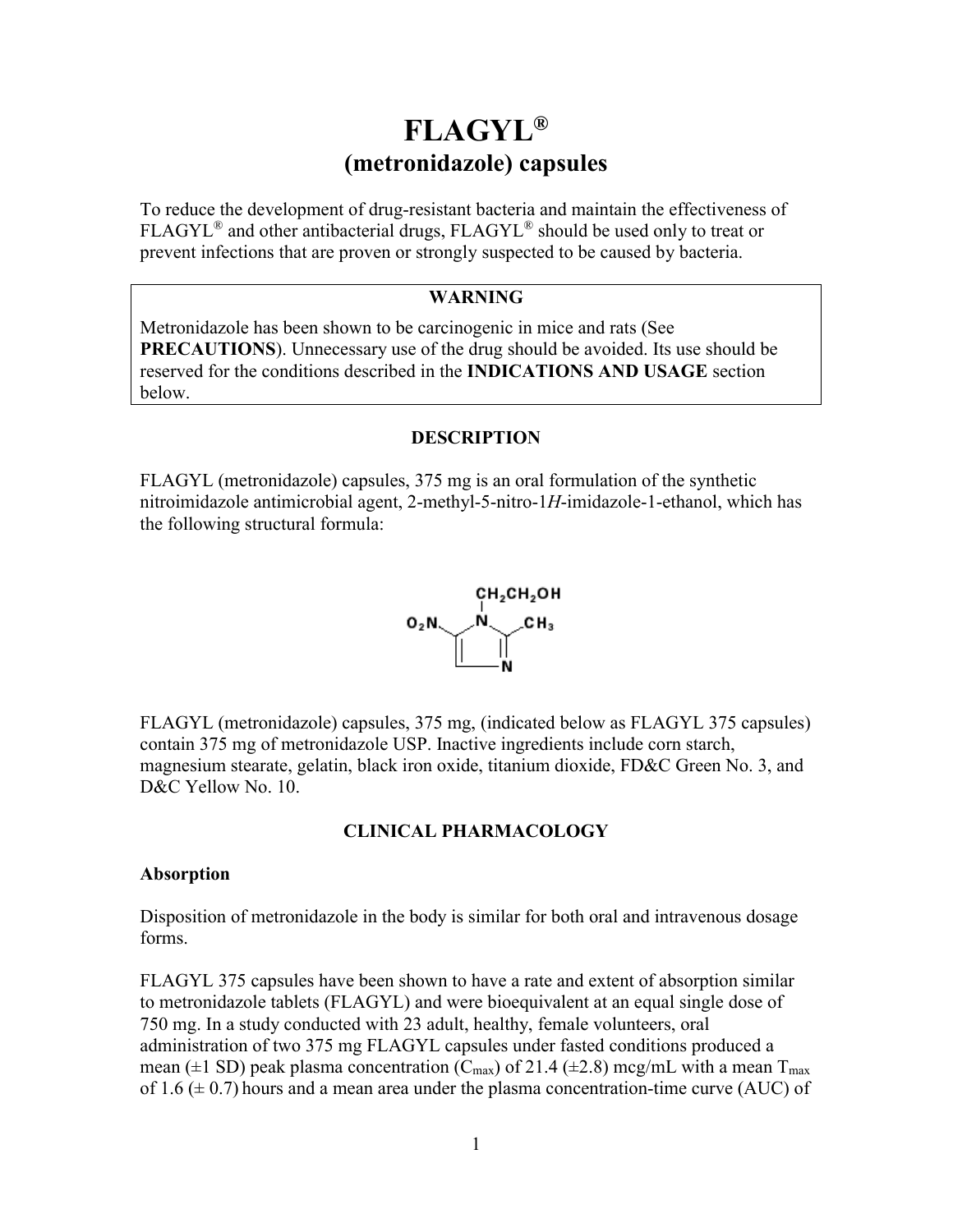# FLAGYL®

## (metronidazole) capsules

To reduce the development of drug-resistant bacteria and maintain the effectiveness of FLAGYL® and other antibacterial drugs, FLAGYL® should be used only to treat or prevent infections that are proven or strongly suspected to be caused by bacteria.

| WARNING |
| --- |
| Metronidazole has been shown to be carcinogenic in mice and rats (See **PRECAUTIONS**). Unnecessary use of the drug should be avoided. Its use should be reserved for the conditions described in the **INDICATIONS AND USAGE** section below. |

### DESCRIPTION

FLAGYL (metronidazole) capsules, 375 mg is an oral formulation of the synthetic nitroimidazole antimicrobial agent, 2-methyl-5-nitro-1*H*-imidazole-1-ethanol, which has the following structural formula:

FLAGYL (metronidazole) capsules, 375 mg, (indicated below as FLAGYL 375 capsules) contain 375 mg of metronidazole USP. Inactive ingredients include corn starch, magnesium stearate, gelatin, black iron oxide, titanium dioxide, FD&C Green No. 3, and D&C Yellow No. 10.

### CLINICAL PHARMACOLOGY

#### Absorption

Disposition of metronidazole in the body is similar for both oral and intravenous dosage forms.

FLAGYL 375 capsules have been shown to have a rate and extent of absorption similar to metronidazole tablets (FLAGYL) and were bioequivalent at an equal single dose of 750 mg. In a study conducted with 23 adult, healthy, female volunteers, oral administration of two 375 mg FLAGYL capsules under fasted conditions produced a mean (±1 SD) peak plasma concentration ($C_{max}$) of 21.4 (±2.8) mcg/mL with a mean $T_{max}$ of 1.6 (± 0.7) hours and a mean area under the plasma concentration-time curve (AUC) of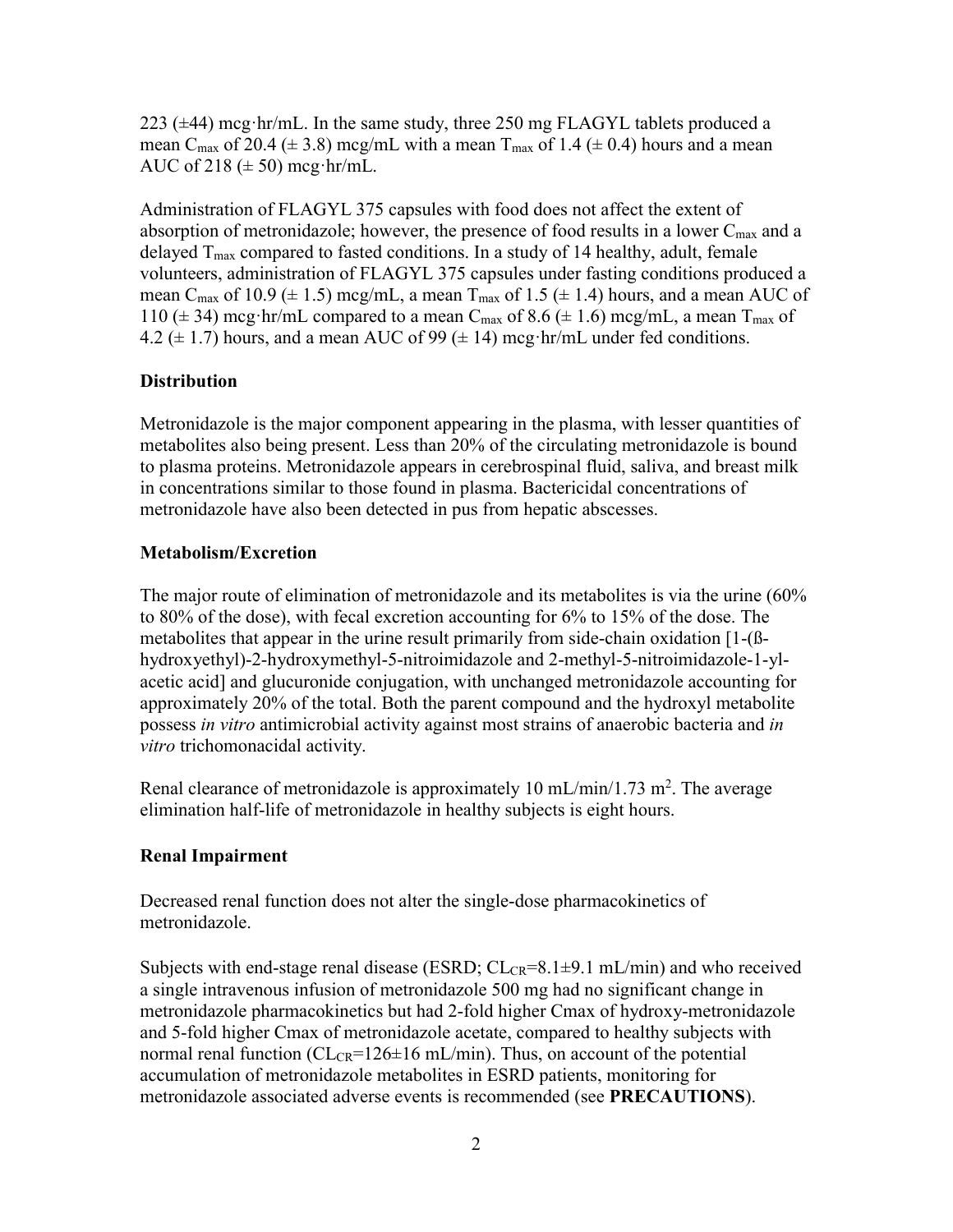223 (±44) mcg·hr/mL. In the same study, three 250 mg FLAGYL tablets produced a mean $C_{max}$ of 20.4 (± 3.8) mcg/mL with a mean $T_{max}$ of 1.4 (± 0.4) hours and a mean AUC of 218 (± 50) mcg·hr/mL.

Administration of FLAGYL 375 capsules with food does not affect the extent of absorption of metronidazole; however, the presence of food results in a lower $C_{max}$ and a delayed $T_{max}$ compared to fasted conditions. In a study of 14 healthy, adult, female volunteers, administration of FLAGYL 375 capsules under fasting conditions produced a mean $C_{max}$ of 10.9 (± 1.5) mcg/mL, a mean $T_{max}$ of 1.5 (± 1.4) hours, and a mean AUC of 110 (± 34) mcg·hr/mL compared to a mean $C_{max}$ of 8.6 (± 1.6) mcg/mL, a mean $T_{max}$ of 4.2 (± 1.7) hours, and a mean AUC of 99 (± 14) mcg·hr/mL under fed conditions.

**Distribution**

Metronidazole is the major component appearing in the plasma, with lesser quantities of metabolites also being present. Less than 20% of the circulating metronidazole is bound to plasma proteins. Metronidazole appears in cerebrospinal fluid, saliva, and breast milk in concentrations similar to those found in plasma. Bactericidal concentrations of metronidazole have also been detected in pus from hepatic abscesses.

**Metabolism/Excretion**

The major route of elimination of metronidazole and its metabolites is via the urine (60% to 80% of the dose), with fecal excretion accounting for 6% to 15% of the dose. The metabolites that appear in the urine result primarily from side-chain oxidation [1-(ß-hydroxyethyl)-2-hydroxymethyl-5-nitroimidazole and 2-methyl-5-nitroimidazole-1-yl-acetic acid] and glucuronide conjugation, with unchanged metronidazole accounting for approximately 20% of the total. Both the parent compound and the hydroxyl metabolite possess *in vitro* antimicrobial activity against most strains of anaerobic bacteria and *in vitro* trichomonacidal activity.

Renal clearance of metronidazole is approximately 10 mL/min/1.73 $m^2$. The average elimination half-life of metronidazole in healthy subjects is eight hours.

**Renal Impairment**

Decreased renal function does not alter the single-dose pharmacokinetics of metronidazole.

Subjects with end-stage renal disease (ESRD; $CL_{CR}$=8.1±9.1 mL/min) and who received a single intravenous infusion of metronidazole 500 mg had no significant change in metronidazole pharmacokinetics but had 2-fold higher Cmax of hydroxy-metronidazole and 5-fold higher Cmax of metronidazole acetate, compared to healthy subjects with normal renal function ($CL_{CR}$=126±16 mL/min). Thus, on account of the potential accumulation of metronidazole metabolites in ESRD patients, monitoring for metronidazole associated adverse events is recommended (see **PRECAUTIONS**).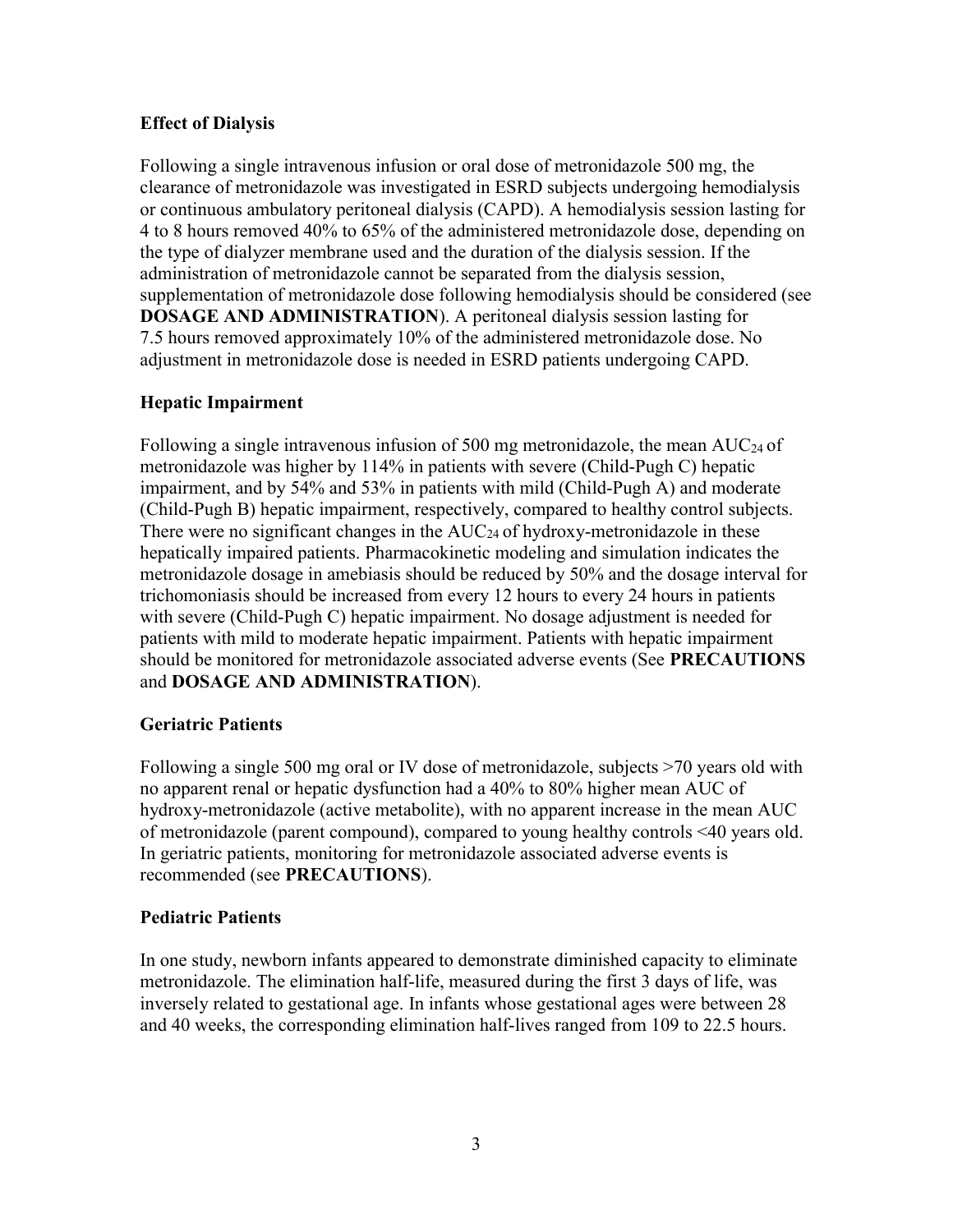### Effect of Dialysis

Following a single intravenous infusion or oral dose of metronidazole 500 mg, the clearance of metronidazole was investigated in ESRD subjects undergoing hemodialysis or continuous ambulatory peritoneal dialysis (CAPD). A hemodialysis session lasting for 4 to 8 hours removed 40% to 65% of the administered metronidazole dose, depending on the type of dialyzer membrane used and the duration of the dialysis session. If the administration of metronidazole cannot be separated from the dialysis session, supplementation of metronidazole dose following hemodialysis should be considered (see **DOSAGE AND ADMINISTRATION**). A peritoneal dialysis session lasting for 7.5 hours removed approximately 10% of the administered metronidazole dose. No adjustment in metronidazole dose is needed in ESRD patients undergoing CAPD.

### Hepatic Impairment

Following a single intravenous infusion of 500 mg metronidazole, the mean $AUC_{24}$ of metronidazole was higher by 114% in patients with severe (Child-Pugh C) hepatic impairment, and by 54% and 53% in patients with mild (Child-Pugh A) and moderate (Child-Pugh B) hepatic impairment, respectively, compared to healthy control subjects. There were no significant changes in the $AUC_{24}$ of hydroxy-metronidazole in these hepatically impaired patients. Pharmacokinetic modeling and simulation indicates the metronidazole dosage in amebiasis should be reduced by 50% and the dosage interval for trichomoniasis should be increased from every 12 hours to every 24 hours in patients with severe (Child-Pugh C) hepatic impairment. No dosage adjustment is needed for patients with mild to moderate hepatic impairment. Patients with hepatic impairment should be monitored for metronidazole associated adverse events (See **PRECAUTIONS** and **DOSAGE AND ADMINISTRATION**).

### Geriatric Patients

Following a single 500 mg oral or IV dose of metronidazole, subjects >70 years old with no apparent renal or hepatic dysfunction had a 40% to 80% higher mean AUC of hydroxy-metronidazole (active metabolite), with no apparent increase in the mean AUC of metronidazole (parent compound), compared to young healthy controls <40 years old. In geriatric patients, monitoring for metronidazole associated adverse events is recommended (see **PRECAUTIONS**).

### Pediatric Patients

In one study, newborn infants appeared to demonstrate diminished capacity to eliminate metronidazole. The elimination half-life, measured during the first 3 days of life, was inversely related to gestational age. In infants whose gestational ages were between 28 and 40 weeks, the corresponding elimination half-lives ranged from 109 to 22.5 hours.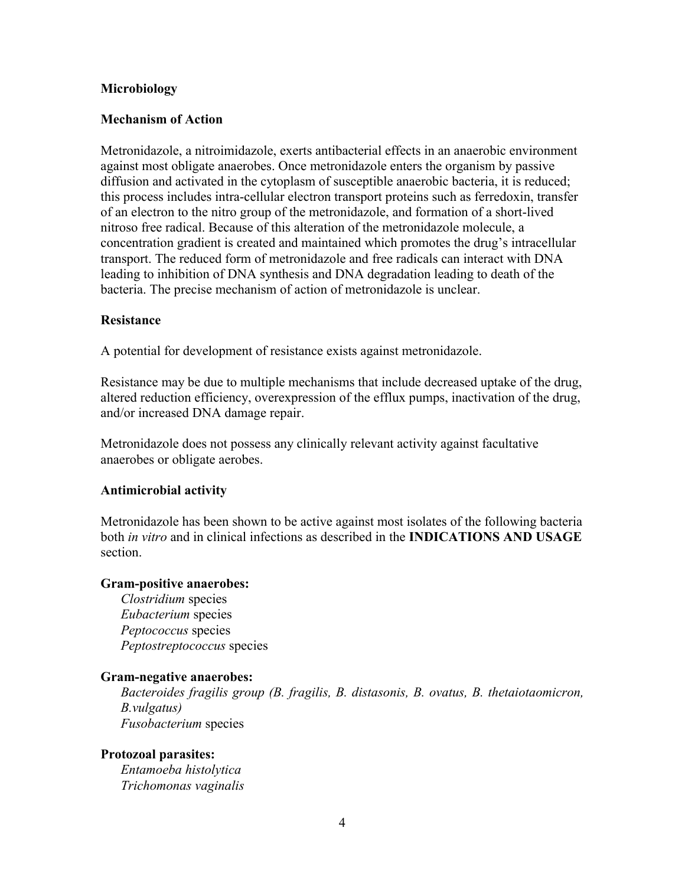## Microbiology

### Mechanism of Action

Metronidazole, a nitroimidazole, exerts antibacterial effects in an anaerobic environment against most obligate anaerobes. Once metronidazole enters the organism by passive diffusion and activated in the cytoplasm of susceptible anaerobic bacteria, it is reduced; this process includes intra-cellular electron transport proteins such as ferredoxin, transfer of an electron to the nitro group of the metronidazole, and formation of a short-lived nitroso free radical. Because of this alteration of the metronidazole molecule, a concentration gradient is created and maintained which promotes the drug's intracellular transport. The reduced form of metronidazole and free radicals can interact with DNA leading to inhibition of DNA synthesis and DNA degradation leading to death of the bacteria. The precise mechanism of action of metronidazole is unclear.

### Resistance

A potential for development of resistance exists against metronidazole.

Resistance may be due to multiple mechanisms that include decreased uptake of the drug, altered reduction efficiency, overexpression of the efflux pumps, inactivation of the drug, and/or increased DNA damage repair.

Metronidazole does not possess any clinically relevant activity against facultative anaerobes or obligate aerobes.

### Antimicrobial activity

Metronidazole has been shown to be active against most isolates of the following bacteria both *in vitro* and in clinical infections as described in the **INDICATIONS AND USAGE** section.

**Gram-positive anaerobes:**

*Clostridium* species
*Eubacterium* species
*Peptococcus* species
*Peptostreptococcus* species

**Gram-negative anaerobes:**

*Bacteroides fragilis group (B. fragilis, B. distasonis, B. ovatus, B. thetaiotaomicron, B.vulgatus)*
*Fusobacterium* species

**Protozoal parasites:**

*Entamoeba histolytica*
*Trichomonas vaginalis*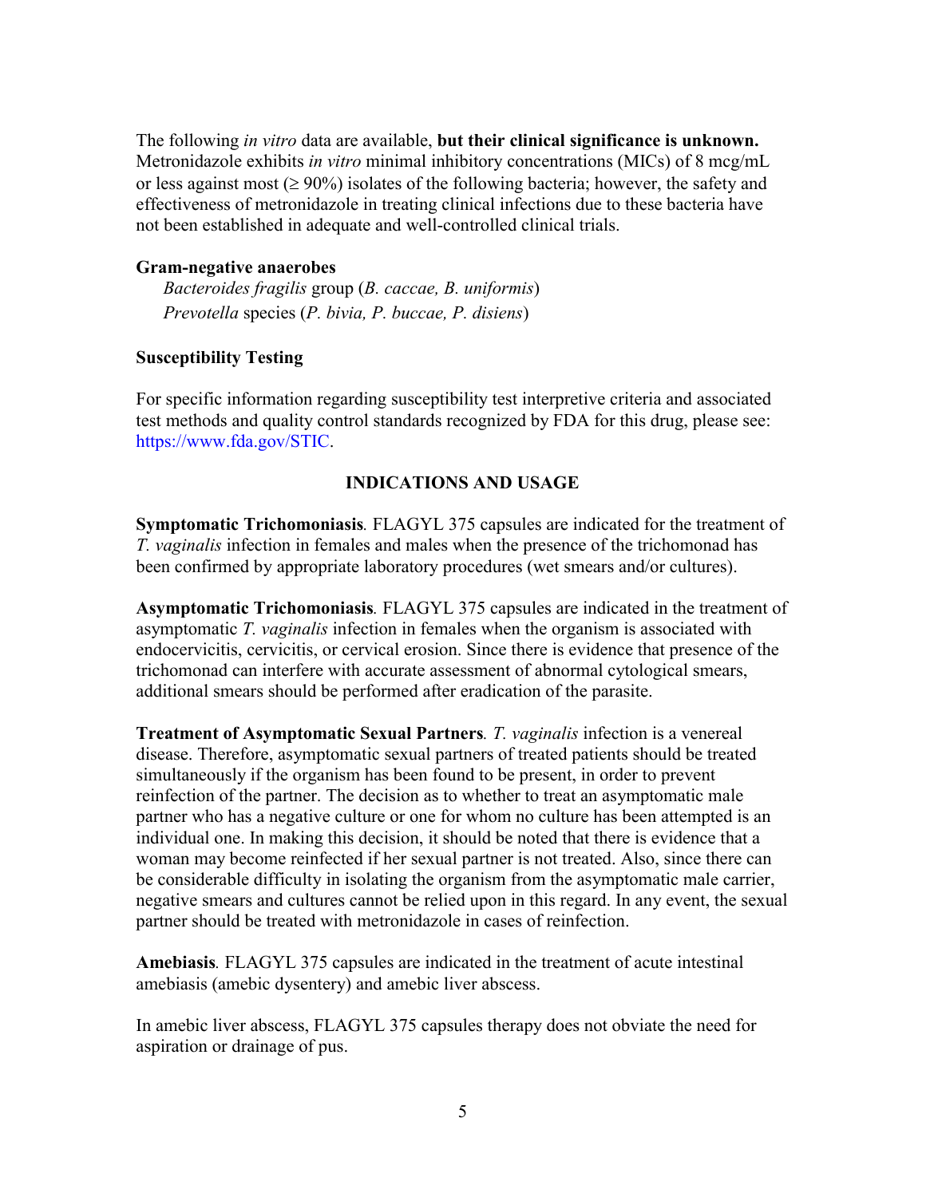The following *in vitro* data are available, **but their clinical significance is unknown.** Metronidazole exhibits *in vitro* minimal inhibitory concentrations (MICs) of 8 mcg/mL or less against most (≥ 90%) isolates of the following bacteria; however, the safety and effectiveness of metronidazole in treating clinical infections due to these bacteria have not been established in adequate and well-controlled clinical trials.

**Gram-negative anaerobes**

*Bacteroides fragilis* group (*B. caccae, B. uniformis*)
*Prevotella* species (*P. bivia, P. buccae, P. disiens*)

**Susceptibility Testing**

For specific information regarding susceptibility test interpretive criteria and associated test methods and quality control standards recognized by FDA for this drug, please see: https://www.fda.gov/STIC.

## INDICATIONS AND USAGE

**Symptomatic Trichomoniasis***.* FLAGYL 375 capsules are indicated for the treatment of *T. vaginalis* infection in females and males when the presence of the trichomonad has been confirmed by appropriate laboratory procedures (wet smears and/or cultures).

**Asymptomatic Trichomoniasis***.* FLAGYL 375 capsules are indicated in the treatment of asymptomatic *T. vaginalis* infection in females when the organism is associated with endocervicitis, cervicitis, or cervical erosion. Since there is evidence that presence of the trichomonad can interfere with accurate assessment of abnormal cytological smears, additional smears should be performed after eradication of the parasite.

**Treatment of Asymptomatic Sexual Partners***. T. vaginalis* infection is a venereal disease. Therefore, asymptomatic sexual partners of treated patients should be treated simultaneously if the organism has been found to be present, in order to prevent reinfection of the partner. The decision as to whether to treat an asymptomatic male partner who has a negative culture or one for whom no culture has been attempted is an individual one. In making this decision, it should be noted that there is evidence that a woman may become reinfected if her sexual partner is not treated. Also, since there can be considerable difficulty in isolating the organism from the asymptomatic male carrier, negative smears and cultures cannot be relied upon in this regard. In any event, the sexual partner should be treated with metronidazole in cases of reinfection.

**Amebiasis***.* FLAGYL 375 capsules are indicated in the treatment of acute intestinal amebiasis (amebic dysentery) and amebic liver abscess.

In amebic liver abscess, FLAGYL 375 capsules therapy does not obviate the need for aspiration or drainage of pus.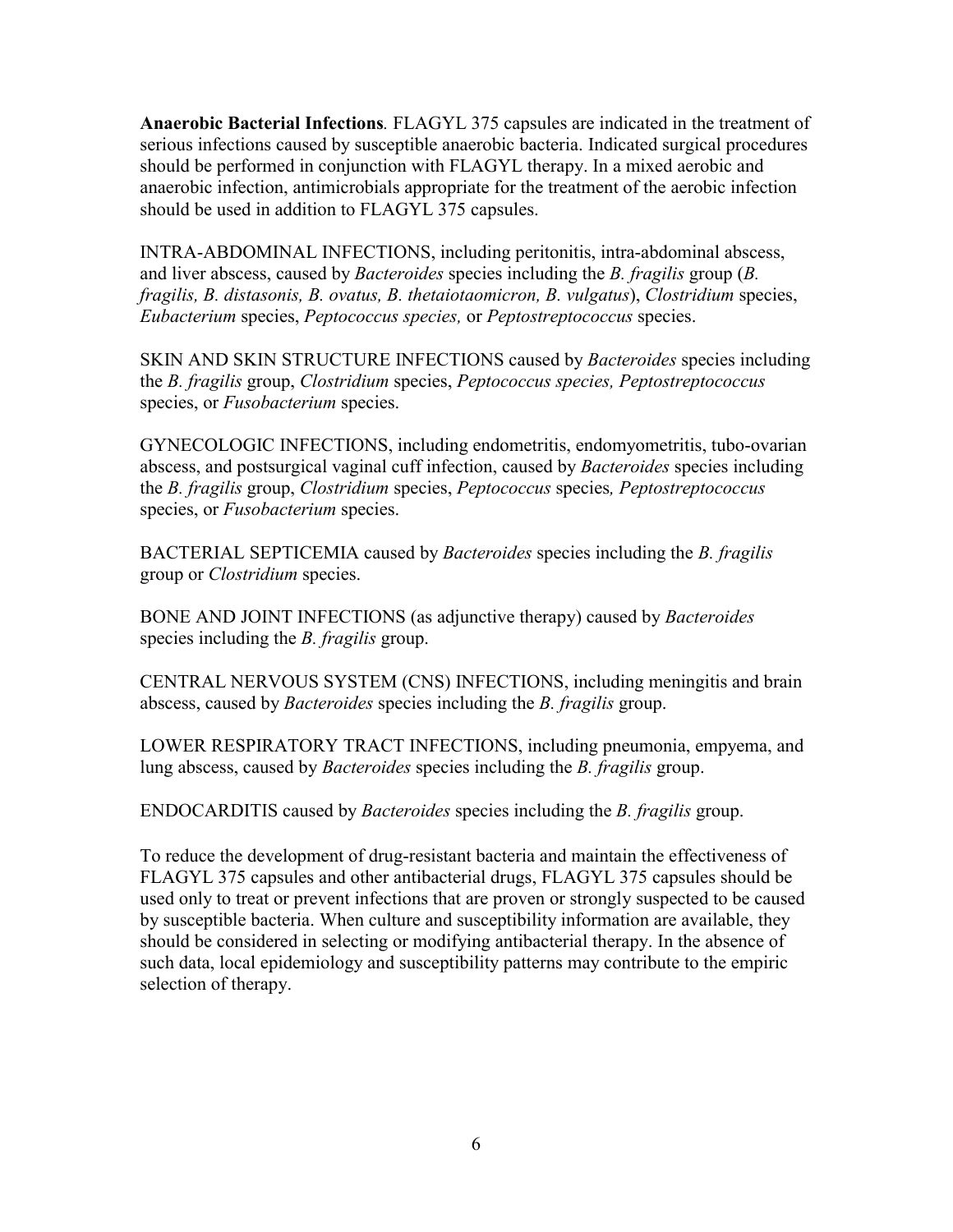**Anaerobic Bacterial Infections***.* FLAGYL 375 capsules are indicated in the treatment of serious infections caused by susceptible anaerobic bacteria. Indicated surgical procedures should be performed in conjunction with FLAGYL therapy. In a mixed aerobic and anaerobic infection, antimicrobials appropriate for the treatment of the aerobic infection should be used in addition to FLAGYL 375 capsules.

INTRA-ABDOMINAL INFECTIONS, including peritonitis, intra-abdominal abscess, and liver abscess, caused by *Bacteroides* species including the *B. fragilis* group (*B. fragilis, B. distasonis, B. ovatus, B. thetaiotaomicron, B. vulgatus*), *Clostridium* species, *Eubacterium* species, *Peptococcus species,* or *Peptostreptococcus* species.

SKIN AND SKIN STRUCTURE INFECTIONS caused by *Bacteroides* species including the *B. fragilis* group, *Clostridium* species, *Peptococcus species, Peptostreptococcus* species, or *Fusobacterium* species.

GYNECOLOGIC INFECTIONS, including endometritis, endomyometritis, tubo-ovarian abscess, and postsurgical vaginal cuff infection, caused by *Bacteroides* species including the *B. fragilis* group, *Clostridium* species, *Peptococcus* species*, Peptostreptococcus* species, or *Fusobacterium* species.

BACTERIAL SEPTICEMIA caused by *Bacteroides* species including the *B. fragilis* group or *Clostridium* species.

BONE AND JOINT INFECTIONS (as adjunctive therapy) caused by *Bacteroides* species including the *B. fragilis* group.

CENTRAL NERVOUS SYSTEM (CNS) INFECTIONS, including meningitis and brain abscess, caused by *Bacteroides* species including the *B. fragilis* group.

LOWER RESPIRATORY TRACT INFECTIONS, including pneumonia, empyema, and lung abscess, caused by *Bacteroides* species including the *B. fragilis* group.

ENDOCARDITIS caused by *Bacteroides* species including the *B. fragilis* group.

To reduce the development of drug-resistant bacteria and maintain the effectiveness of FLAGYL 375 capsules and other antibacterial drugs, FLAGYL 375 capsules should be used only to treat or prevent infections that are proven or strongly suspected to be caused by susceptible bacteria. When culture and susceptibility information are available, they should be considered in selecting or modifying antibacterial therapy. In the absence of such data, local epidemiology and susceptibility patterns may contribute to the empiric selection of therapy.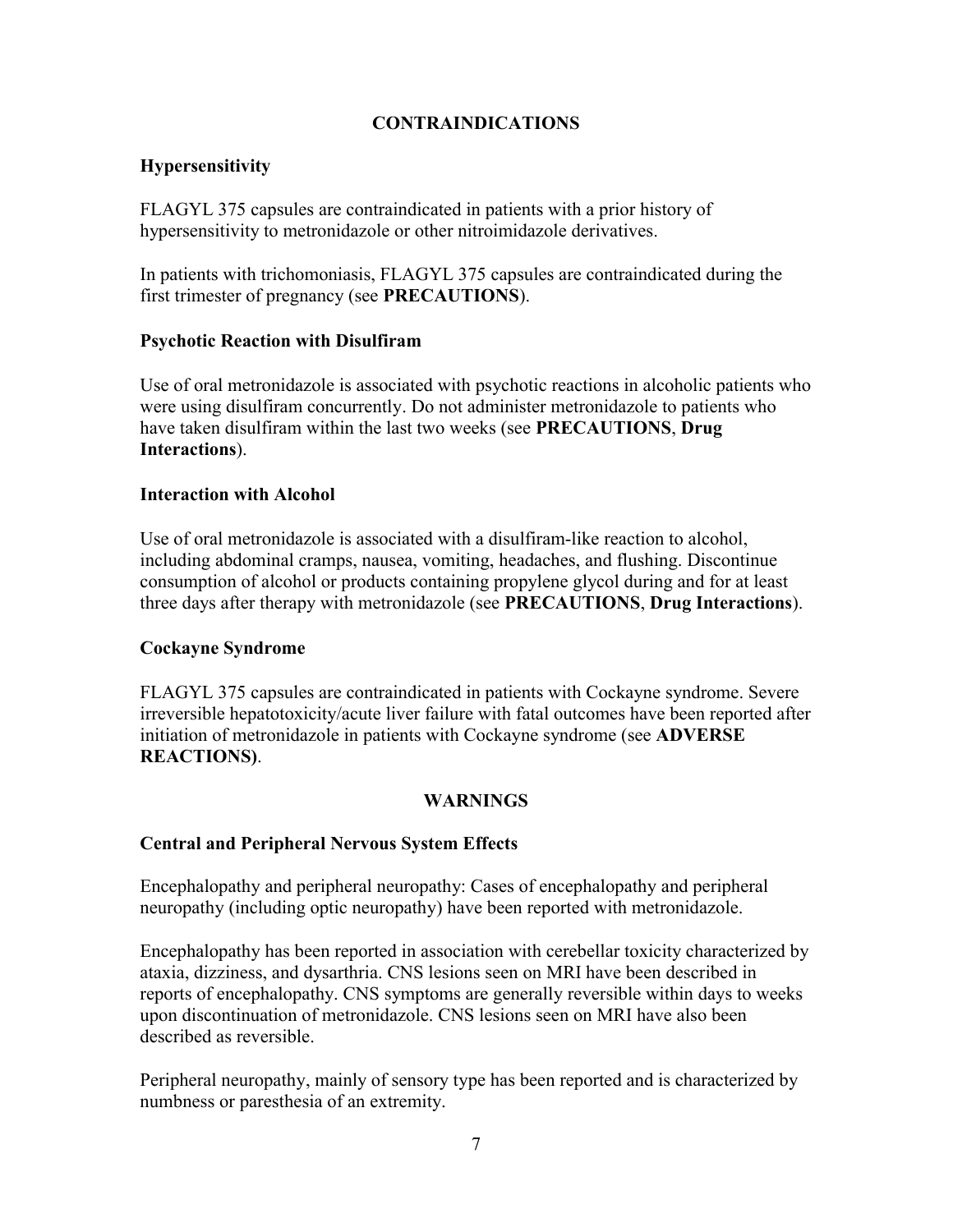## CONTRAINDICATIONS

### Hypersensitivity

FLAGYL 375 capsules are contraindicated in patients with a prior history of hypersensitivity to metronidazole or other nitroimidazole derivatives.

In patients with trichomoniasis, FLAGYL 375 capsules are contraindicated during the first trimester of pregnancy (see **PRECAUTIONS**).

### Psychotic Reaction with Disulfiram

Use of oral metronidazole is associated with psychotic reactions in alcoholic patients who were using disulfiram concurrently. Do not administer metronidazole to patients who have taken disulfiram within the last two weeks (see **PRECAUTIONS**, **Drug Interactions**).

### Interaction with Alcohol

Use of oral metronidazole is associated with a disulfiram-like reaction to alcohol, including abdominal cramps, nausea, vomiting, headaches, and flushing. Discontinue consumption of alcohol or products containing propylene glycol during and for at least three days after therapy with metronidazole (see **PRECAUTIONS**, **Drug Interactions**).

### Cockayne Syndrome

FLAGYL 375 capsules are contraindicated in patients with Cockayne syndrome. Severe irreversible hepatotoxicity/acute liver failure with fatal outcomes have been reported after initiation of metronidazole in patients with Cockayne syndrome (see **ADVERSE REACTIONS)**.

## WARNINGS

### Central and Peripheral Nervous System Effects

Encephalopathy and peripheral neuropathy: Cases of encephalopathy and peripheral neuropathy (including optic neuropathy) have been reported with metronidazole.

Encephalopathy has been reported in association with cerebellar toxicity characterized by ataxia, dizziness, and dysarthria. CNS lesions seen on MRI have been described in reports of encephalopathy. CNS symptoms are generally reversible within days to weeks upon discontinuation of metronidazole. CNS lesions seen on MRI have also been described as reversible.

Peripheral neuropathy, mainly of sensory type has been reported and is characterized by numbness or paresthesia of an extremity.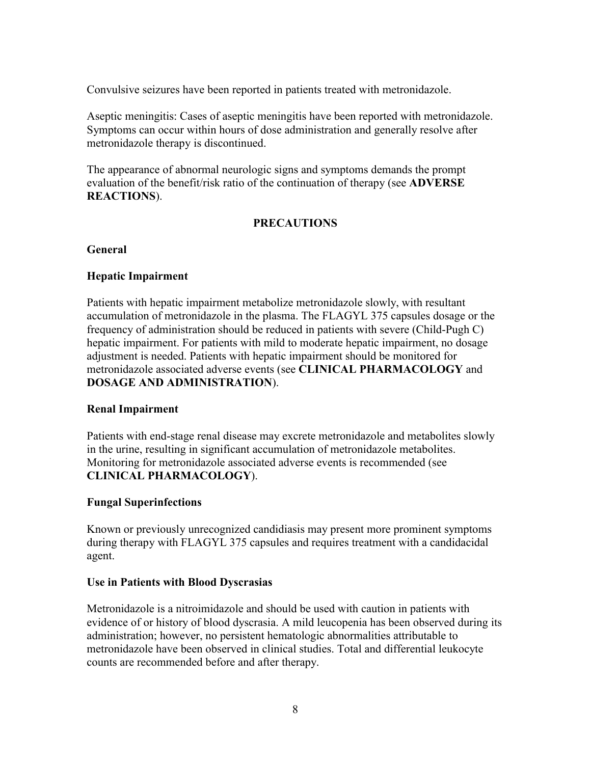Convulsive seizures have been reported in patients treated with metronidazole.

Aseptic meningitis: Cases of aseptic meningitis have been reported with metronidazole. Symptoms can occur within hours of dose administration and generally resolve after metronidazole therapy is discontinued.

The appearance of abnormal neurologic signs and symptoms demands the prompt evaluation of the benefit/risk ratio of the continuation of therapy (see **ADVERSE REACTIONS**).

## PRECAUTIONS

### General

### Hepatic Impairment

Patients with hepatic impairment metabolize metronidazole slowly, with resultant accumulation of metronidazole in the plasma. The FLAGYL 375 capsules dosage or the frequency of administration should be reduced in patients with severe (Child-Pugh C) hepatic impairment. For patients with mild to moderate hepatic impairment, no dosage adjustment is needed. Patients with hepatic impairment should be monitored for metronidazole associated adverse events (see **CLINICAL PHARMACOLOGY** and **DOSAGE AND ADMINISTRATION**).

### Renal Impairment

Patients with end-stage renal disease may excrete metronidazole and metabolites slowly in the urine, resulting in significant accumulation of metronidazole metabolites. Monitoring for metronidazole associated adverse events is recommended (see **CLINICAL PHARMACOLOGY**).

### Fungal Superinfections

Known or previously unrecognized candidiasis may present more prominent symptoms during therapy with FLAGYL 375 capsules and requires treatment with a candidacidal agent.

### Use in Patients with Blood Dyscrasias

Metronidazole is a nitroimidazole and should be used with caution in patients with evidence of or history of blood dyscrasia. A mild leucopenia has been observed during its administration; however, no persistent hematologic abnormalities attributable to metronidazole have been observed in clinical studies. Total and differential leukocyte counts are recommended before and after therapy.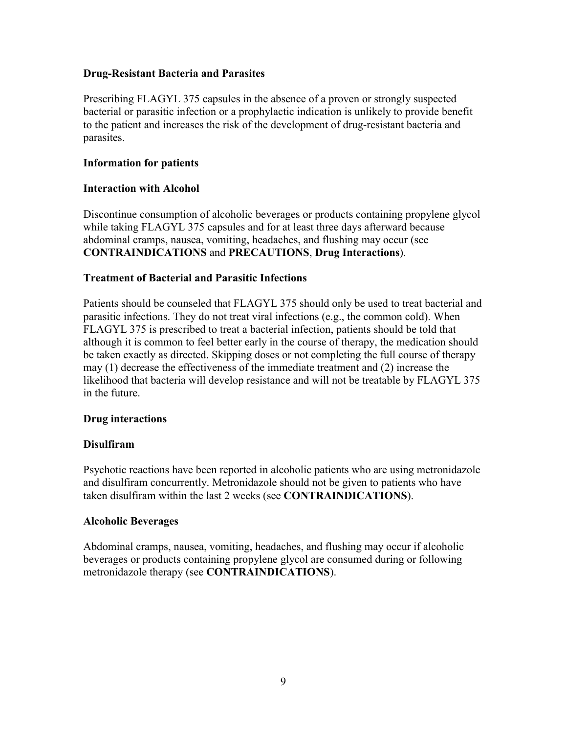**Drug-Resistant Bacteria and Parasites**

Prescribing FLAGYL 375 capsules in the absence of a proven or strongly suspected bacterial or parasitic infection or a prophylactic indication is unlikely to provide benefit to the patient and increases the risk of the development of drug-resistant bacteria and parasites.

**Information for patients**

**Interaction with Alcohol**

Discontinue consumption of alcoholic beverages or products containing propylene glycol while taking FLAGYL 375 capsules and for at least three days afterward because abdominal cramps, nausea, vomiting, headaches, and flushing may occur (see **CONTRAINDICATIONS** and **PRECAUTIONS**, **Drug Interactions**).

**Treatment of Bacterial and Parasitic Infections**

Patients should be counseled that FLAGYL 375 should only be used to treat bacterial and parasitic infections. They do not treat viral infections (e.g., the common cold). When FLAGYL 375 is prescribed to treat a bacterial infection, patients should be told that although it is common to feel better early in the course of therapy, the medication should be taken exactly as directed. Skipping doses or not completing the full course of therapy may (1) decrease the effectiveness of the immediate treatment and (2) increase the likelihood that bacteria will develop resistance and will not be treatable by FLAGYL 375 in the future.

**Drug interactions**

**Disulfiram**

Psychotic reactions have been reported in alcoholic patients who are using metronidazole and disulfiram concurrently. Metronidazole should not be given to patients who have taken disulfiram within the last 2 weeks (see **CONTRAINDICATIONS**).

**Alcoholic Beverages**

Abdominal cramps, nausea, vomiting, headaches, and flushing may occur if alcoholic beverages or products containing propylene glycol are consumed during or following metronidazole therapy (see **CONTRAINDICATIONS**).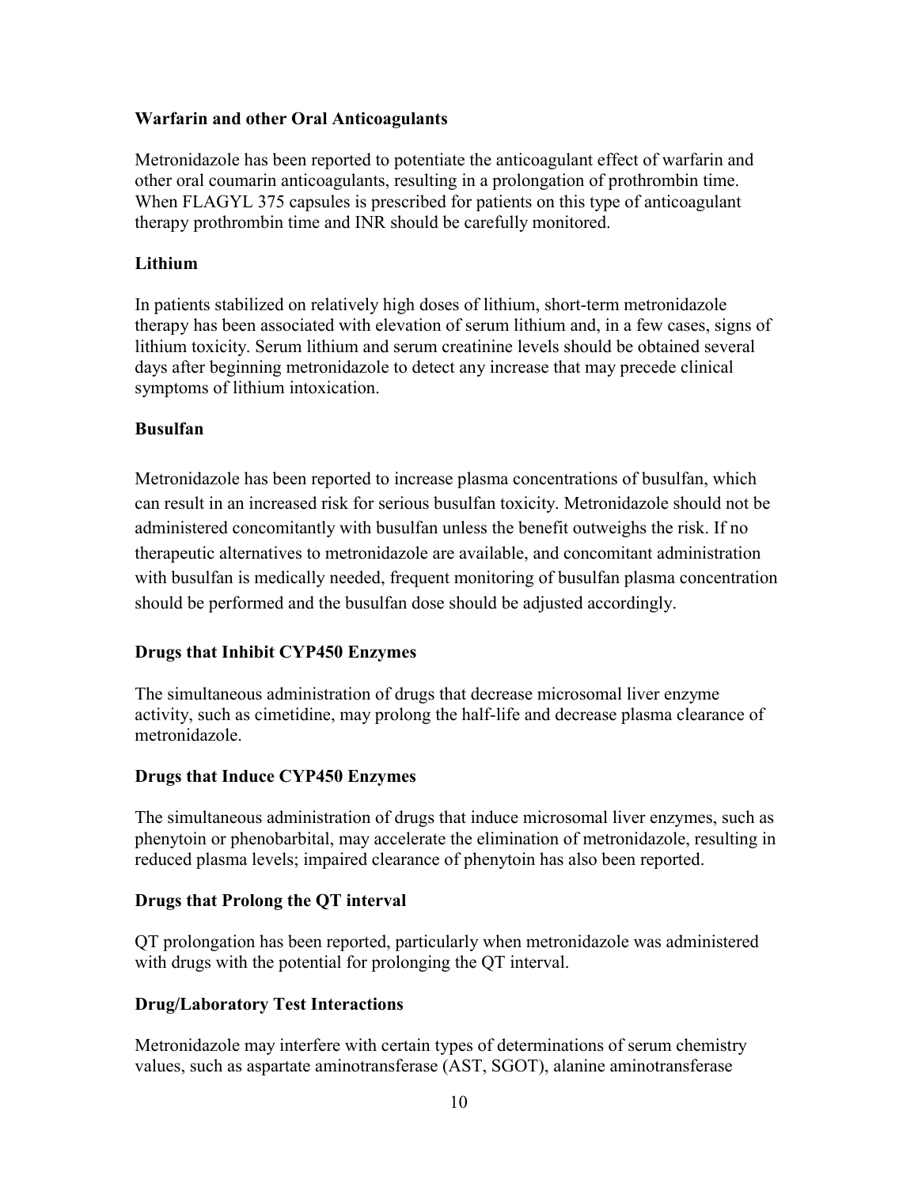**Warfarin and other Oral Anticoagulants**

Metronidazole has been reported to potentiate the anticoagulant effect of warfarin and other oral coumarin anticoagulants, resulting in a prolongation of prothrombin time. When FLAGYL 375 capsules is prescribed for patients on this type of anticoagulant therapy prothrombin time and INR should be carefully monitored.

**Lithium**

In patients stabilized on relatively high doses of lithium, short-term metronidazole therapy has been associated with elevation of serum lithium and, in a few cases, signs of lithium toxicity. Serum lithium and serum creatinine levels should be obtained several days after beginning metronidazole to detect any increase that may precede clinical symptoms of lithium intoxication.

**Busulfan**

Metronidazole has been reported to increase plasma concentrations of busulfan, which can result in an increased risk for serious busulfan toxicity. Metronidazole should not be administered concomitantly with busulfan unless the benefit outweighs the risk. If no therapeutic alternatives to metronidazole are available, and concomitant administration with busulfan is medically needed, frequent monitoring of busulfan plasma concentration should be performed and the busulfan dose should be adjusted accordingly.

**Drugs that Inhibit CYP450 Enzymes**

The simultaneous administration of drugs that decrease microsomal liver enzyme activity, such as cimetidine, may prolong the half-life and decrease plasma clearance of metronidazole.

**Drugs that Induce CYP450 Enzymes**

The simultaneous administration of drugs that induce microsomal liver enzymes, such as phenytoin or phenobarbital, may accelerate the elimination of metronidazole, resulting in reduced plasma levels; impaired clearance of phenytoin has also been reported.

**Drugs that Prolong the QT interval**

QT prolongation has been reported, particularly when metronidazole was administered with drugs with the potential for prolonging the QT interval.

**Drug/Laboratory Test Interactions**

Metronidazole may interfere with certain types of determinations of serum chemistry values, such as aspartate aminotransferase (AST, SGOT), alanine aminotransferase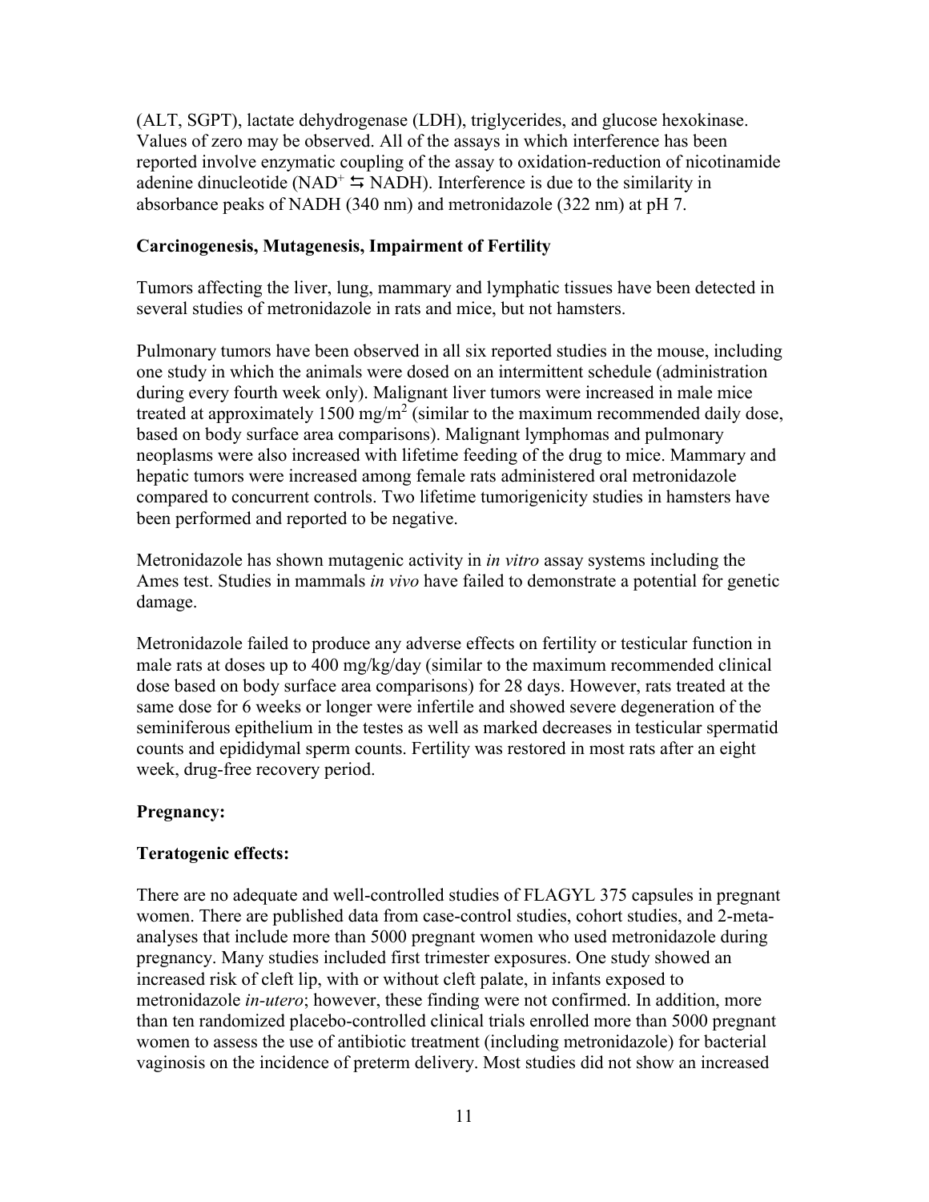(ALT, SGPT), lactate dehydrogenase (LDH), triglycerides, and glucose hexokinase. Values of zero may be observed. All of the assays in which interference has been reported involve enzymatic coupling of the assay to oxidation-reduction of nicotinamide adenine dinucleotide ($NAD^+ \leftrightarrows NADH$). Interference is due to the similarity in absorbance peaks of NADH (340 nm) and metronidazole (322 nm) at pH 7.

**Carcinogenesis, Mutagenesis, Impairment of Fertility**

Tumors affecting the liver, lung, mammary and lymphatic tissues have been detected in several studies of metronidazole in rats and mice, but not hamsters.

Pulmonary tumors have been observed in all six reported studies in the mouse, including one study in which the animals were dosed on an intermittent schedule (administration during every fourth week only). Malignant liver tumors were increased in male mice treated at approximately 1500 $mg/m^2$ (similar to the maximum recommended daily dose, based on body surface area comparisons). Malignant lymphomas and pulmonary neoplasms were also increased with lifetime feeding of the drug to mice. Mammary and hepatic tumors were increased among female rats administered oral metronidazole compared to concurrent controls. Two lifetime tumorigenicity studies in hamsters have been performed and reported to be negative.

Metronidazole has shown mutagenic activity in *in vitro* assay systems including the Ames test. Studies in mammals *in vivo* have failed to demonstrate a potential for genetic damage.

Metronidazole failed to produce any adverse effects on fertility or testicular function in male rats at doses up to 400 mg/kg/day (similar to the maximum recommended clinical dose based on body surface area comparisons) for 28 days. However, rats treated at the same dose for 6 weeks or longer were infertile and showed severe degeneration of the seminiferous epithelium in the testes as well as marked decreases in testicular spermatid counts and epididymal sperm counts. Fertility was restored in most rats after an eight week, drug-free recovery period.

**Pregnancy:**

**Teratogenic effects:**

There are no adequate and well-controlled studies of FLAGYL 375 capsules in pregnant women. There are published data from case-control studies, cohort studies, and 2-meta-analyses that include more than 5000 pregnant women who used metronidazole during pregnancy. Many studies included first trimester exposures. One study showed an increased risk of cleft lip, with or without cleft palate, in infants exposed to metronidazole *in-utero*; however, these finding were not confirmed. In addition, more than ten randomized placebo-controlled clinical trials enrolled more than 5000 pregnant women to assess the use of antibiotic treatment (including metronidazole) for bacterial vaginosis on the incidence of preterm delivery. Most studies did not show an increased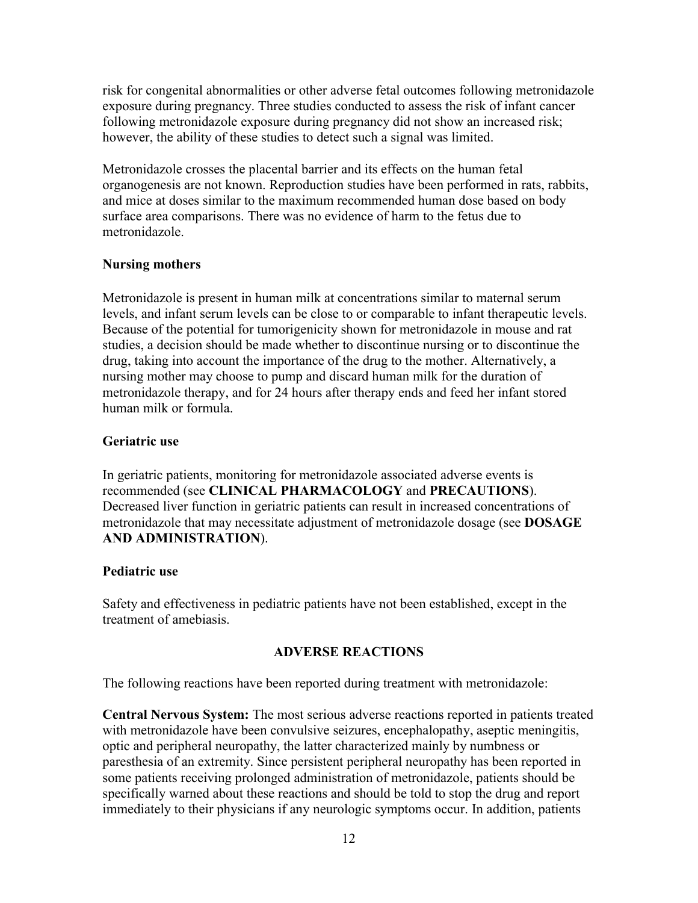risk for congenital abnormalities or other adverse fetal outcomes following metronidazole exposure during pregnancy. Three studies conducted to assess the risk of infant cancer following metronidazole exposure during pregnancy did not show an increased risk; however, the ability of these studies to detect such a signal was limited.

Metronidazole crosses the placental barrier and its effects on the human fetal organogenesis are not known. Reproduction studies have been performed in rats, rabbits, and mice at doses similar to the maximum recommended human dose based on body surface area comparisons. There was no evidence of harm to the fetus due to metronidazole.

### Nursing mothers

Metronidazole is present in human milk at concentrations similar to maternal serum levels, and infant serum levels can be close to or comparable to infant therapeutic levels. Because of the potential for tumorigenicity shown for metronidazole in mouse and rat studies, a decision should be made whether to discontinue nursing or to discontinue the drug, taking into account the importance of the drug to the mother. Alternatively, a nursing mother may choose to pump and discard human milk for the duration of metronidazole therapy, and for 24 hours after therapy ends and feed her infant stored human milk or formula.

### Geriatric use

In geriatric patients, monitoring for metronidazole associated adverse events is recommended (see **CLINICAL PHARMACOLOGY** and **PRECAUTIONS**). Decreased liver function in geriatric patients can result in increased concentrations of metronidazole that may necessitate adjustment of metronidazole dosage (see **DOSAGE AND ADMINISTRATION**).

### Pediatric use

Safety and effectiveness in pediatric patients have not been established, except in the treatment of amebiasis.

## ADVERSE REACTIONS

The following reactions have been reported during treatment with metronidazole:

**Central Nervous System:** The most serious adverse reactions reported in patients treated with metronidazole have been convulsive seizures, encephalopathy, aseptic meningitis, optic and peripheral neuropathy, the latter characterized mainly by numbness or paresthesia of an extremity. Since persistent peripheral neuropathy has been reported in some patients receiving prolonged administration of metronidazole, patients should be specifically warned about these reactions and should be told to stop the drug and report immediately to their physicians if any neurologic symptoms occur. In addition, patients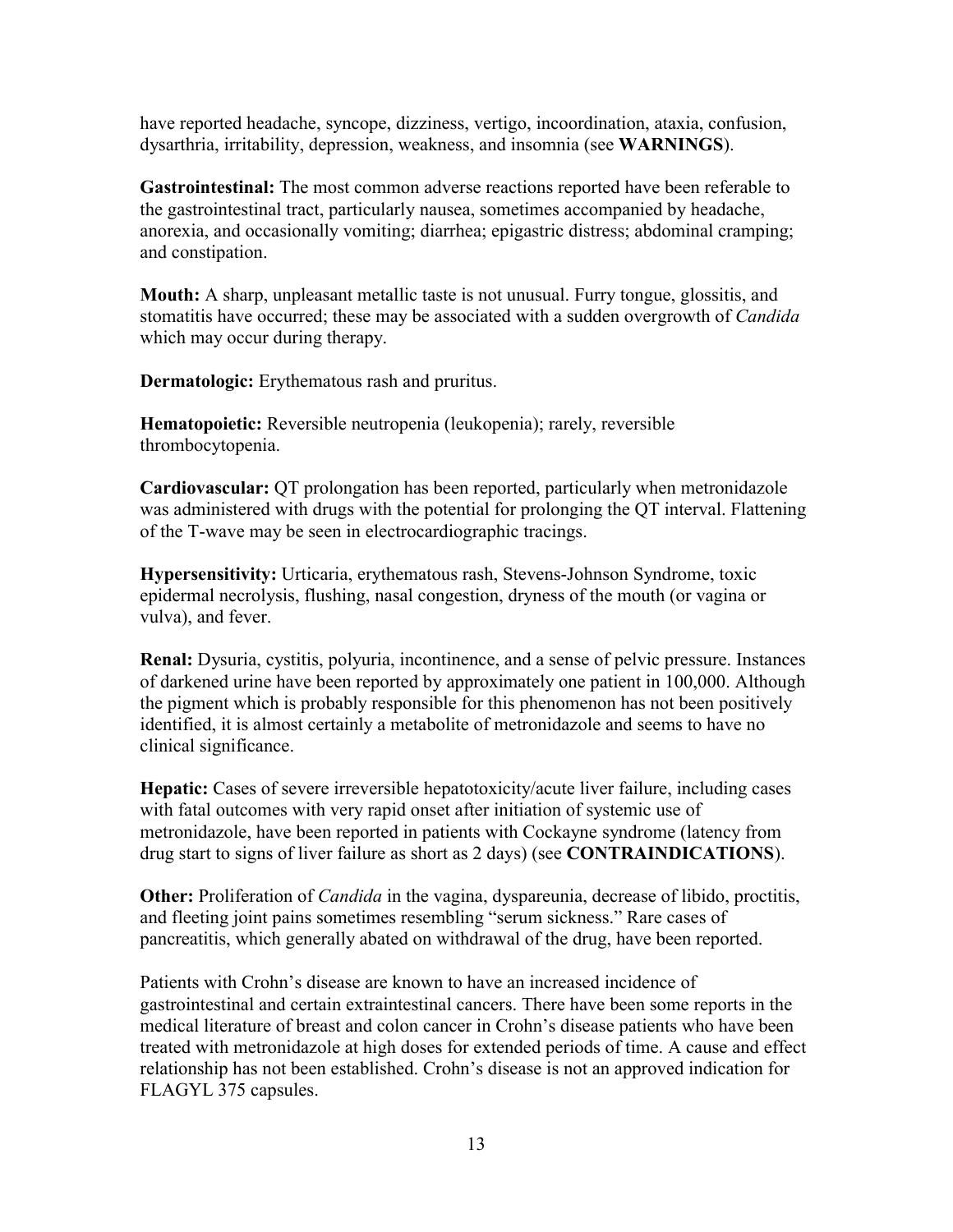have reported headache, syncope, dizziness, vertigo, incoordination, ataxia, confusion, dysarthria, irritability, depression, weakness, and insomnia (see **WARNINGS**).

**Gastrointestinal:** The most common adverse reactions reported have been referable to the gastrointestinal tract, particularly nausea, sometimes accompanied by headache, anorexia, and occasionally vomiting; diarrhea; epigastric distress; abdominal cramping; and constipation.

**Mouth:** A sharp, unpleasant metallic taste is not unusual. Furry tongue, glossitis, and stomatitis have occurred; these may be associated with a sudden overgrowth of *Candida* which may occur during therapy.

**Dermatologic:** Erythematous rash and pruritus.

**Hematopoietic:** Reversible neutropenia (leukopenia); rarely, reversible thrombocytopenia.

**Cardiovascular:** QT prolongation has been reported, particularly when metronidazole was administered with drugs with the potential for prolonging the QT interval. Flattening of the T-wave may be seen in electrocardiographic tracings.

**Hypersensitivity:** Urticaria, erythematous rash, Stevens-Johnson Syndrome, toxic epidermal necrolysis, flushing, nasal congestion, dryness of the mouth (or vagina or vulva), and fever.

**Renal:** Dysuria, cystitis, polyuria, incontinence, and a sense of pelvic pressure. Instances of darkened urine have been reported by approximately one patient in 100,000. Although the pigment which is probably responsible for this phenomenon has not been positively identified, it is almost certainly a metabolite of metronidazole and seems to have no clinical significance.

**Hepatic:** Cases of severe irreversible hepatotoxicity/acute liver failure, including cases with fatal outcomes with very rapid onset after initiation of systemic use of metronidazole, have been reported in patients with Cockayne syndrome (latency from drug start to signs of liver failure as short as 2 days) (see **CONTRAINDICATIONS**).

**Other:** Proliferation of *Candida* in the vagina, dyspareunia, decrease of libido, proctitis, and fleeting joint pains sometimes resembling "serum sickness." Rare cases of pancreatitis, which generally abated on withdrawal of the drug, have been reported.

Patients with Crohn's disease are known to have an increased incidence of gastrointestinal and certain extraintestinal cancers. There have been some reports in the medical literature of breast and colon cancer in Crohn's disease patients who have been treated with metronidazole at high doses for extended periods of time. A cause and effect relationship has not been established. Crohn's disease is not an approved indication for FLAGYL 375 capsules.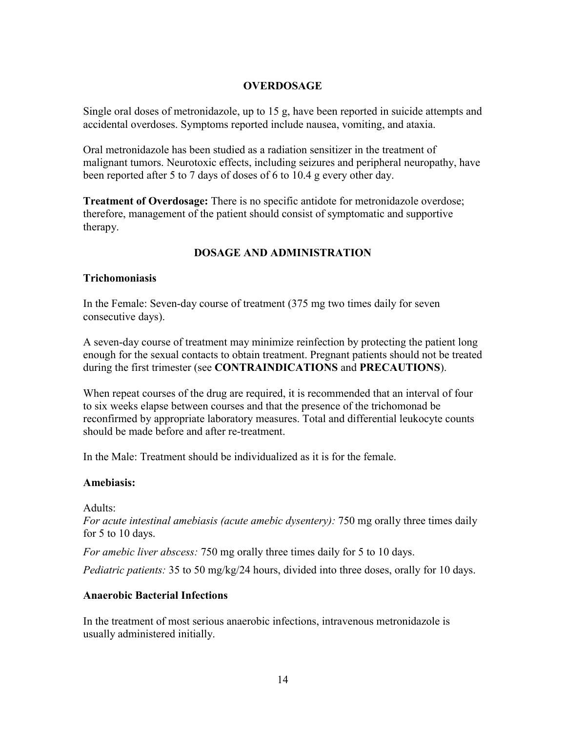## OVERDOSAGE

Single oral doses of metronidazole, up to 15 g, have been reported in suicide attempts and accidental overdoses. Symptoms reported include nausea, vomiting, and ataxia.

Oral metronidazole has been studied as a radiation sensitizer in the treatment of malignant tumors. Neurotoxic effects, including seizures and peripheral neuropathy, have been reported after 5 to 7 days of doses of 6 to 10.4 g every other day.

**Treatment of Overdosage:** There is no specific antidote for metronidazole overdose; therefore, management of the patient should consist of symptomatic and supportive therapy.

## DOSAGE AND ADMINISTRATION

### Trichomoniasis

In the Female: Seven-day course of treatment (375 mg two times daily for seven consecutive days).

A seven-day course of treatment may minimize reinfection by protecting the patient long enough for the sexual contacts to obtain treatment. Pregnant patients should not be treated during the first trimester (see **CONTRAINDICATIONS** and **PRECAUTIONS**).

When repeat courses of the drug are required, it is recommended that an interval of four to six weeks elapse between courses and that the presence of the trichomonad be reconfirmed by appropriate laboratory measures. Total and differential leukocyte counts should be made before and after re-treatment.

In the Male: Treatment should be individualized as it is for the female.

### Amebiasis:

Adults:

*For acute intestinal amebiasis (acute amebic dysentery):* 750 mg orally three times daily for 5 to 10 days.

*For amebic liver abscess:* 750 mg orally three times daily for 5 to 10 days.

*Pediatric patients:* 35 to 50 mg/kg/24 hours, divided into three doses, orally for 10 days.

### Anaerobic Bacterial Infections

In the treatment of most serious anaerobic infections, intravenous metronidazole is usually administered initially.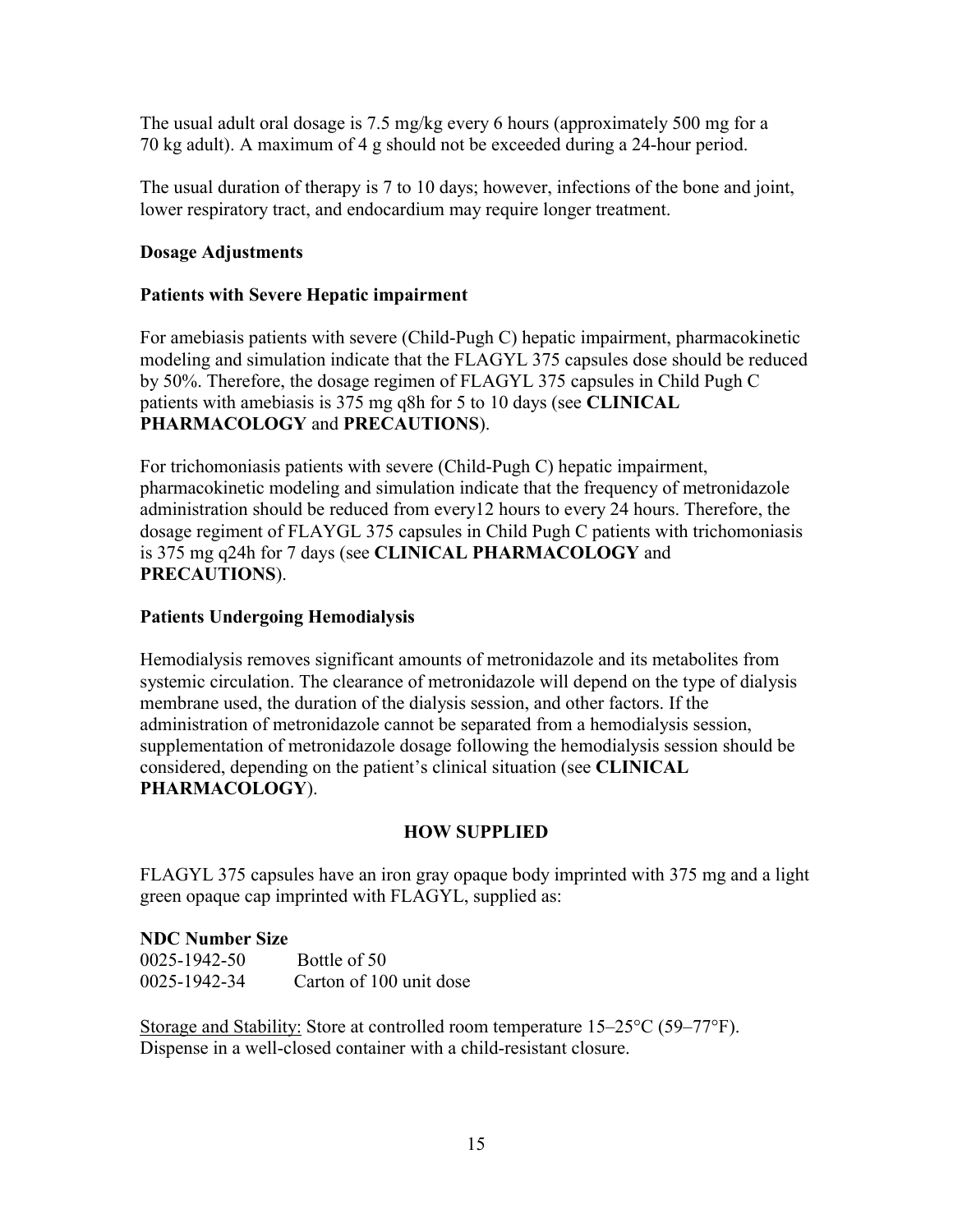The usual adult oral dosage is 7.5 mg/kg every 6 hours (approximately 500 mg for a 70 kg adult). A maximum of 4 g should not be exceeded during a 24-hour period.

The usual duration of therapy is 7 to 10 days; however, infections of the bone and joint, lower respiratory tract, and endocardium may require longer treatment.

**Dosage Adjustments**

**Patients with Severe Hepatic impairment**

For amebiasis patients with severe (Child-Pugh C) hepatic impairment, pharmacokinetic modeling and simulation indicate that the FLAGYL 375 capsules dose should be reduced by 50%. Therefore, the dosage regimen of FLAGYL 375 capsules in Child Pugh C patients with amebiasis is 375 mg q8h for 5 to 10 days (see **CLINICAL PHARMACOLOGY** and **PRECAUTIONS**).

For trichomoniasis patients with severe (Child-Pugh C) hepatic impairment, pharmacokinetic modeling and simulation indicate that the frequency of metronidazole administration should be reduced from every12 hours to every 24 hours. Therefore, the dosage regiment of FLAYGL 375 capsules in Child Pugh C patients with trichomoniasis is 375 mg q24h for 7 days (see **CLINICAL PHARMACOLOGY** and **PRECAUTIONS**).

**Patients Undergoing Hemodialysis**

Hemodialysis removes significant amounts of metronidazole and its metabolites from systemic circulation. The clearance of metronidazole will depend on the type of dialysis membrane used, the duration of the dialysis session, and other factors. If the administration of metronidazole cannot be separated from a hemodialysis session, supplementation of metronidazole dosage following the hemodialysis session should be considered, depending on the patient's clinical situation (see **CLINICAL PHARMACOLOGY**).

## HOW SUPPLIED

FLAGYL 375 capsules have an iron gray opaque body imprinted with 375 mg and a light green opaque cap imprinted with FLAGYL, supplied as:

| **NDC Number** | **Size** |
|---|---|
| 0025-1942-50 | Bottle of 50 |
| 0025-1942-34 | Carton of 100 unit dose |

Storage and Stability: Store at controlled room temperature 15–25°C (59–77°F). Dispense in a well-closed container with a child-resistant closure.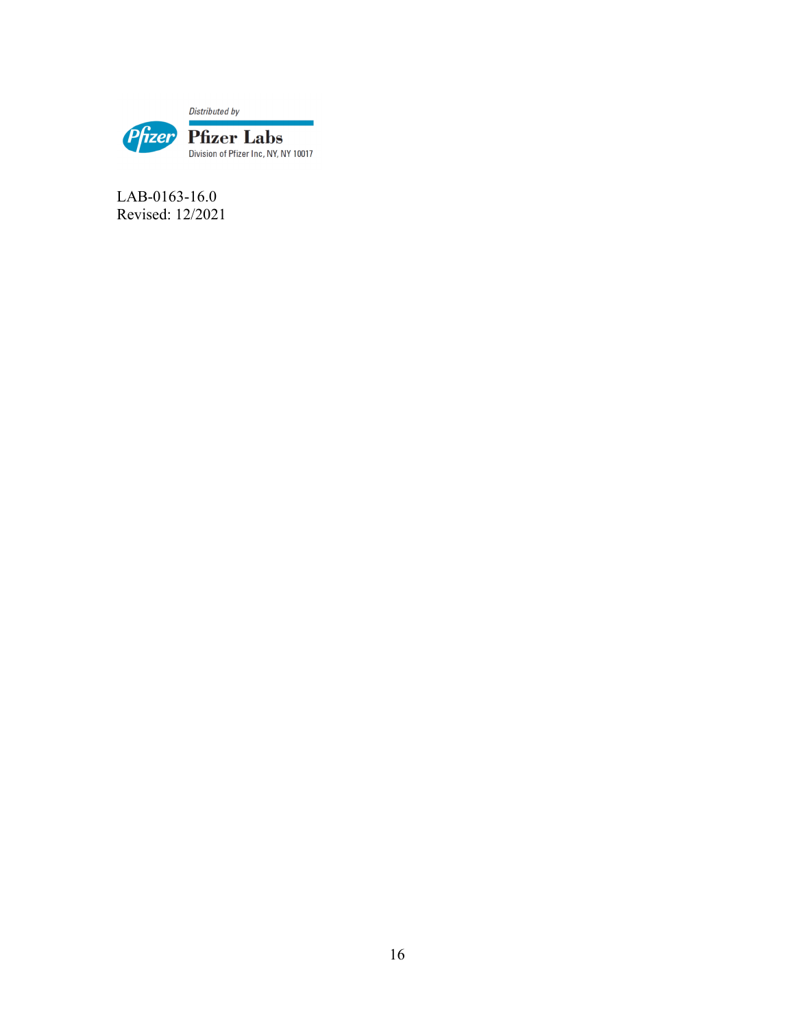Distributed by

**Pfizer Labs**

Division of Pfizer Inc, NY, NY 10017

LAB-0163-16.0
Revised: 12/2021